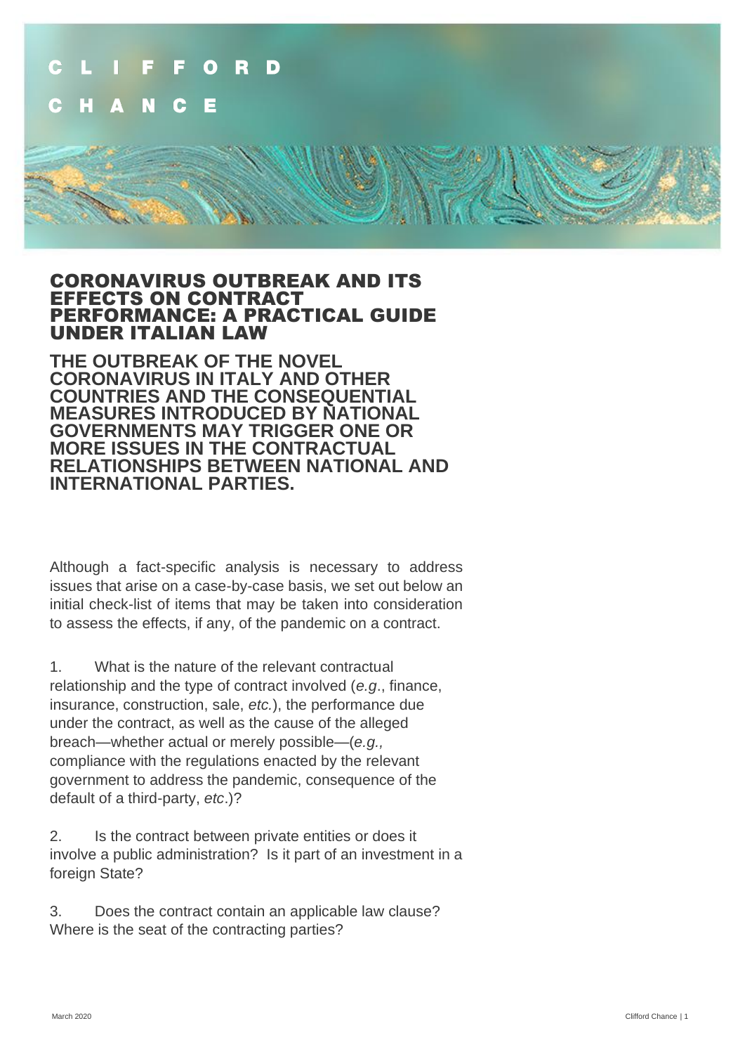# CORONAVIRUS OUTBREAK AND ITS EFFECTS ON CONTRACT PERFORMANCE: A PRACTICAL GUIDE UNDER ITALIAN LAW

## THE OUTBREAK OF THE NOVEL CORONAVIRUS IN ITALY AND OTHER COUNTRIES AND THE CONSEQUENTIAL MEASURES INTRODUCED BY NATIONAL GOVERNMENTS MAY TRIGGER ONE OR MORE ISSUES IN THE CONTRACTUAL RELATIONSHIPS BETWEEN NATIONAL AND INTERNATIONAL PARTIES.

Although a fact-specific analysis is necessary to address issues that arise on a case-by-case basis, we set out below an initial check-list of items that may be taken into consideration to assess the effects, if any, of the pandemic on a contract.

1. What is the nature of the relevant contractual relationship and the type of contract involved (*e.g*., finance, insurance, construction, sale, *etc.*), the performance due under the contract, as well as the cause of the alleged breach—whether actual or merely possible—(*e.g.,* compliance with the regulations enacted by the relevant government to address the pandemic, consequence of the default of a third-party, *etc*.)?

2. Is the contract between private entities or does it involve a public administration? Is it part of an investment in a foreign State?

3. Does the contract contain an applicable law clause? Where is the seat of the contracting parties?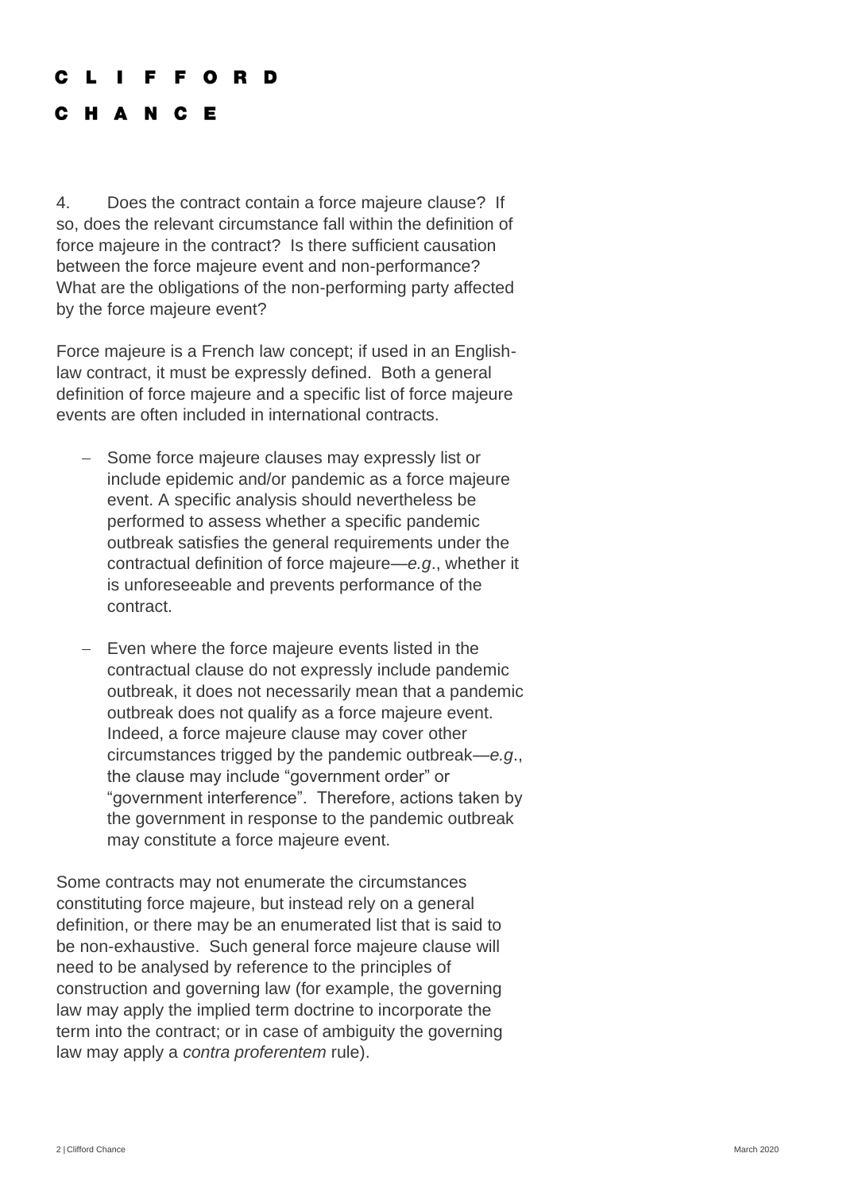4. Does the contract contain a force majeure clause? If so, does the relevant circumstance fall within the definition of force majeure in the contract? Is there sufficient causation between the force majeure event and non-performance? What are the obligations of the non-performing party affected by the force majeure event?

Force majeure is a French law concept; if used in an English-law contract, it must be expressly defined. Both a general definition of force majeure and a specific list of force majeure events are often included in international contracts.

- Some force majeure clauses may expressly list or include epidemic and/or pandemic as a force majeure event. A specific analysis should nevertheless be performed to assess whether a specific pandemic outbreak satisfies the general requirements under the contractual definition of force majeure—*e.g*., whether it is unforeseeable and prevents performance of the contract.
- Even where the force majeure events listed in the contractual clause do not expressly include pandemic outbreak, it does not necessarily mean that a pandemic outbreak does not qualify as a force majeure event. Indeed, a force majeure clause may cover other circumstances trigged by the pandemic outbreak—*e.g*., the clause may include "government order" or "government interference". Therefore, actions taken by the government in response to the pandemic outbreak may constitute a force majeure event.

Some contracts may not enumerate the circumstances constituting force majeure, but instead rely on a general definition, or there may be an enumerated list that is said to be non-exhaustive. Such general force majeure clause will need to be analysed by reference to the principles of construction and governing law (for example, the governing law may apply the implied term doctrine to incorporate the term into the contract; or in case of ambiguity the governing law may apply a *contra proferentem* rule).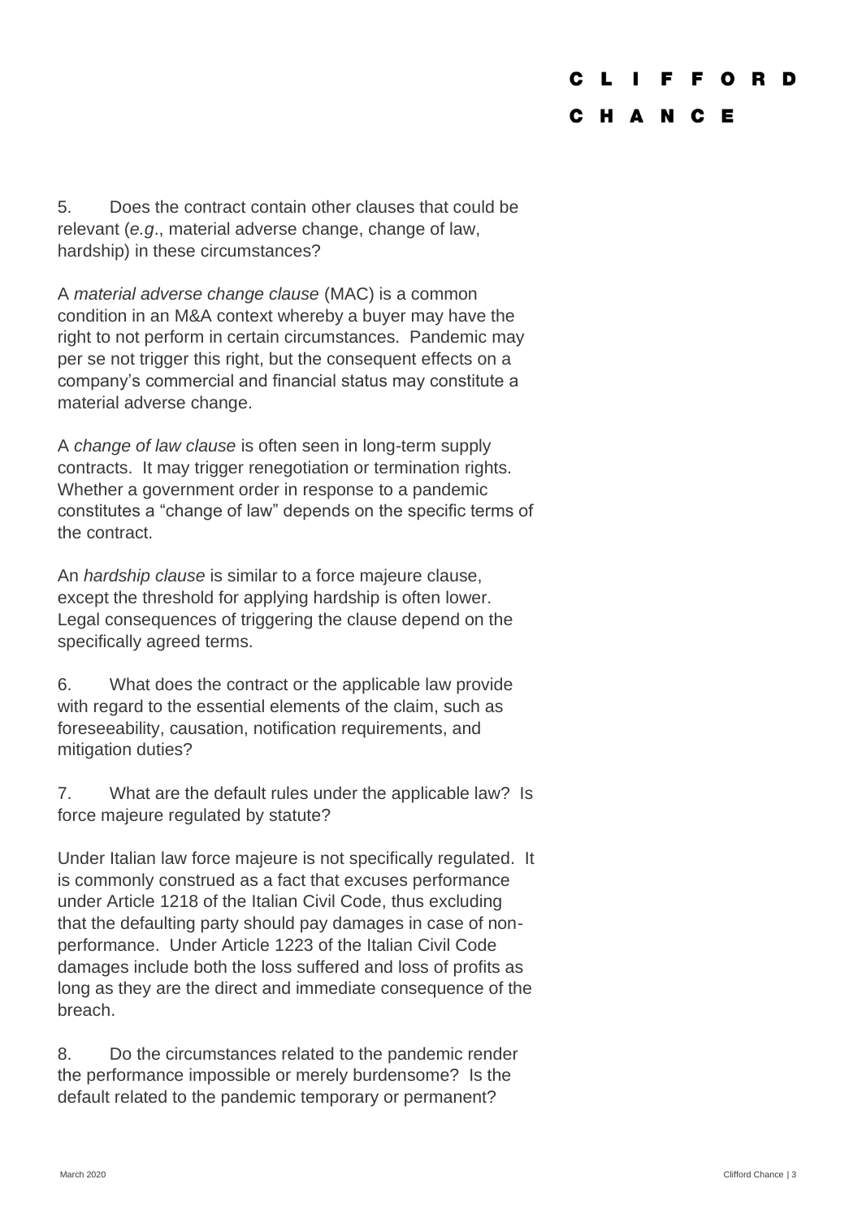5. Does the contract contain other clauses that could be relevant (*e.g*., material adverse change, change of law, hardship) in these circumstances?

A *material adverse change clause* (MAC) is a common condition in an M&A context whereby a buyer may have the right to not perform in certain circumstances. Pandemic may per se not trigger this right, but the consequent effects on a company's commercial and financial status may constitute a material adverse change.

A *change of law clause* is often seen in long-term supply contracts. It may trigger renegotiation or termination rights. Whether a government order in response to a pandemic constitutes a "change of law" depends on the specific terms of the contract.

An *hardship clause* is similar to a force majeure clause, except the threshold for applying hardship is often lower. Legal consequences of triggering the clause depend on the specifically agreed terms.

6. What does the contract or the applicable law provide with regard to the essential elements of the claim, such as foreseeability, causation, notification requirements, and mitigation duties?

7. What are the default rules under the applicable law? Is force majeure regulated by statute?

Under Italian law force majeure is not specifically regulated. It is commonly construed as a fact that excuses performance under Article 1218 of the Italian Civil Code, thus excluding that the defaulting party should pay damages in case of non-performance. Under Article 1223 of the Italian Civil Code damages include both the loss suffered and loss of profits as long as they are the direct and immediate consequence of the breach.

8. Do the circumstances related to the pandemic render the performance impossible or merely burdensome? Is the default related to the pandemic temporary or permanent?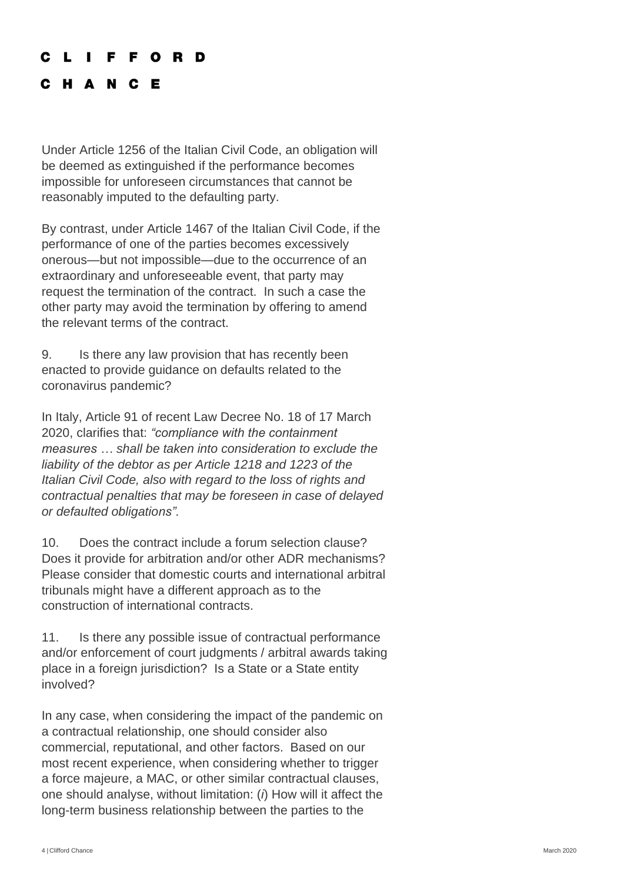Under Article 1256 of the Italian Civil Code, an obligation will be deemed as extinguished if the performance becomes impossible for unforeseen circumstances that cannot be reasonably imputed to the defaulting party.

By contrast, under Article 1467 of the Italian Civil Code, if the performance of one of the parties becomes excessively onerous—but not impossible—due to the occurrence of an extraordinary and unforeseeable event, that party may request the termination of the contract. In such a case the other party may avoid the termination by offering to amend the relevant terms of the contract.

9. Is there any law provision that has recently been enacted to provide guidance on defaults related to the coronavirus pandemic?

In Italy, Article 91 of recent Law Decree No. 18 of 17 March 2020, clarifies that: *"compliance with the containment measures … shall be taken into consideration to exclude the liability of the debtor as per Article 1218 and 1223 of the Italian Civil Code, also with regard to the loss of rights and contractual penalties that may be foreseen in case of delayed or defaulted obligations"*.

10. Does the contract include a forum selection clause? Does it provide for arbitration and/or other ADR mechanisms? Please consider that domestic courts and international arbitral tribunals might have a different approach as to the construction of international contracts.

11. Is there any possible issue of contractual performance and/or enforcement of court judgments / arbitral awards taking place in a foreign jurisdiction? Is a State or a State entity involved?

In any case, when considering the impact of the pandemic on a contractual relationship, one should consider also commercial, reputational, and other factors. Based on our most recent experience, when considering whether to trigger a force majeure, a MAC, or other similar contractual clauses, one should analyse, without limitation: (*i*) How will it affect the long-term business relationship between the parties to the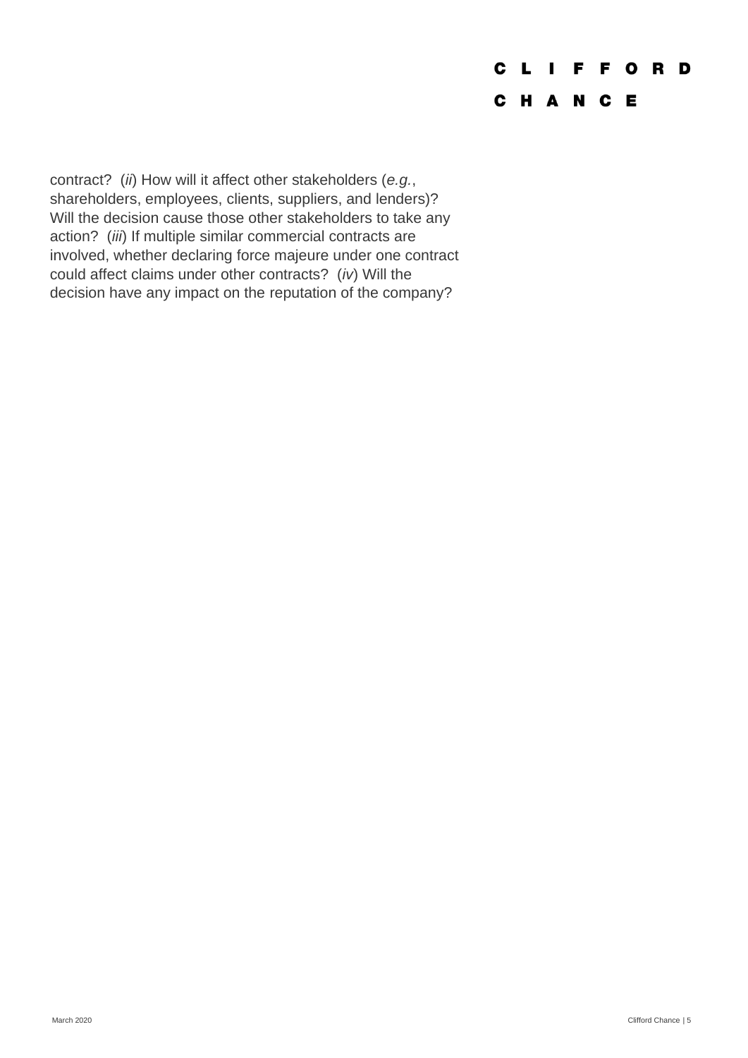contract?  (*ii*) How will it affect other stakeholders (*e.g.*, shareholders, employees, clients, suppliers, and lenders)? Will the decision cause those other stakeholders to take any action?  (*iii*) If multiple similar commercial contracts are involved, whether declaring force majeure under one contract could affect claims under other contracts?  (*iv*) Will the decision have any impact on the reputation of the company?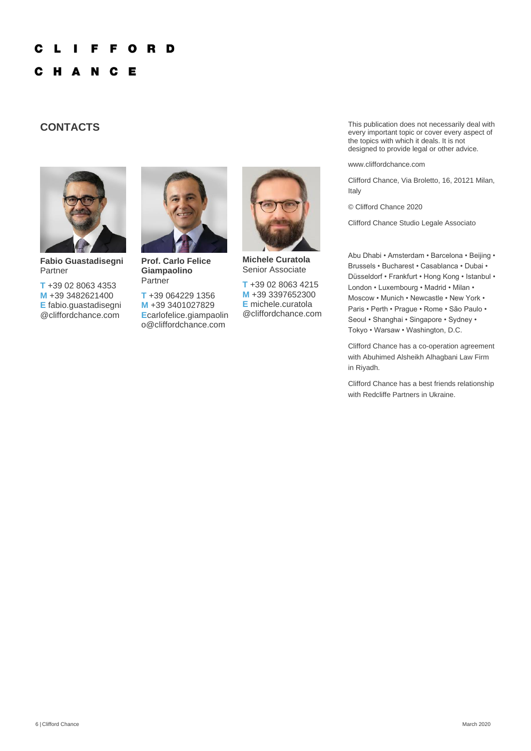CLIFFORD

CHANCE

## CONTACTS

**Fabio Guastadisegni**
Partner

**T** +39 02 8063 4353
**M** +39 3482621400
**E** fabio.guastadisegni@cliffordchance.com

**Prof. Carlo Felice Giampaolino**
Partner

**T** +39 064229 1356
**M** +39 3401027829
**E** carlofelice.giampaolino@cliffordchance.com

**Michele Curatola**
Senior Associate

**T** +39 02 8063 4215
**M** +39 3397652300
**E** michele.curatola@cliffordchance.com

This publication does not necessarily deal with every important topic or cover every aspect of the topics with which it deals. It is not designed to provide legal or other advice.

www.cliffordchance.com

Clifford Chance, Via Broletto, 16, 20121 Milan, Italy

© Clifford Chance 2020

Clifford Chance Studio Legale Associato

Abu Dhabi • Amsterdam • Barcelona • Beijing • Brussels • Bucharest • Casablanca • Dubai • Düsseldorf • Frankfurt • Hong Kong • Istanbul • London • Luxembourg • Madrid • Milan • Moscow • Munich • Newcastle • New York • Paris • Perth • Prague • Rome • São Paulo • Seoul • Shanghai • Singapore • Sydney • Tokyo • Warsaw • Washington, D.C.

Clifford Chance has a co-operation agreement with Abuhimed Alsheikh Alhagbani Law Firm in Riyadh.

Clifford Chance has a best friends relationship with Redcliffe Partners in Ukraine.